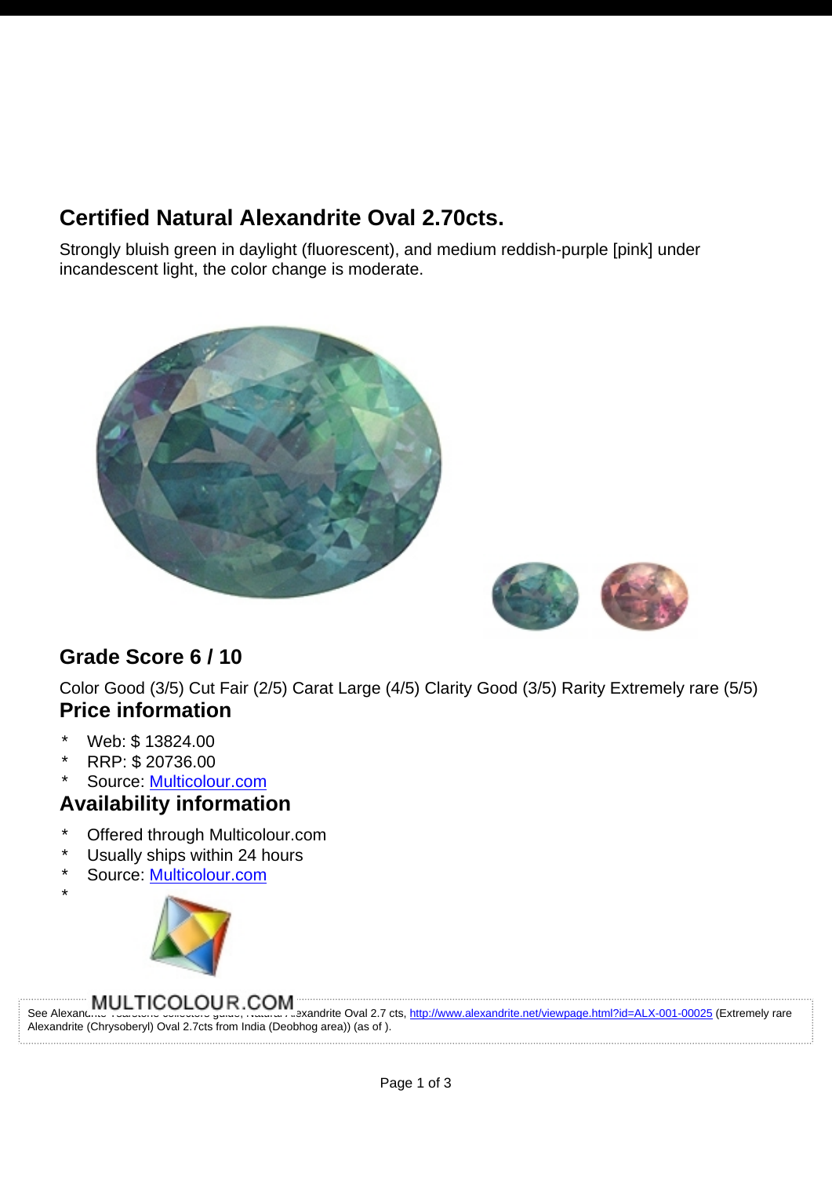## Certified Natural Alexandrite Oval 2.70cts.

Strongly bluish green in daylight (fluorescent), and medium reddish-purple [pink] under incandescent light, the color change is moderate.

## Grade Score 6 / 10

Color Good (3/5) Cut Fair (2/5) Carat Large (4/5) Clarity Good (3/5) Rarity Extremely rare (5/5)

## Price information

- Web: $ 13824.00
- RRP: $ 20736.00
- Source: Multicolour.com

## Availability information

- Offered through Multicolour.com
- Usually ships within 24 hours
- Source: Multicolour.com
- MULTICOLOUR.COM

See Alexandrite Yearstone collectors guide, Natural Alexandrite Oval 2.7 cts, http://www.alexandrite.net/viewpage.html?id=ALX-001-00025 (Extremely rare Alexandrite (Chrysoberyl) Oval 2.7cts from India (Deobhog area)) (as of ).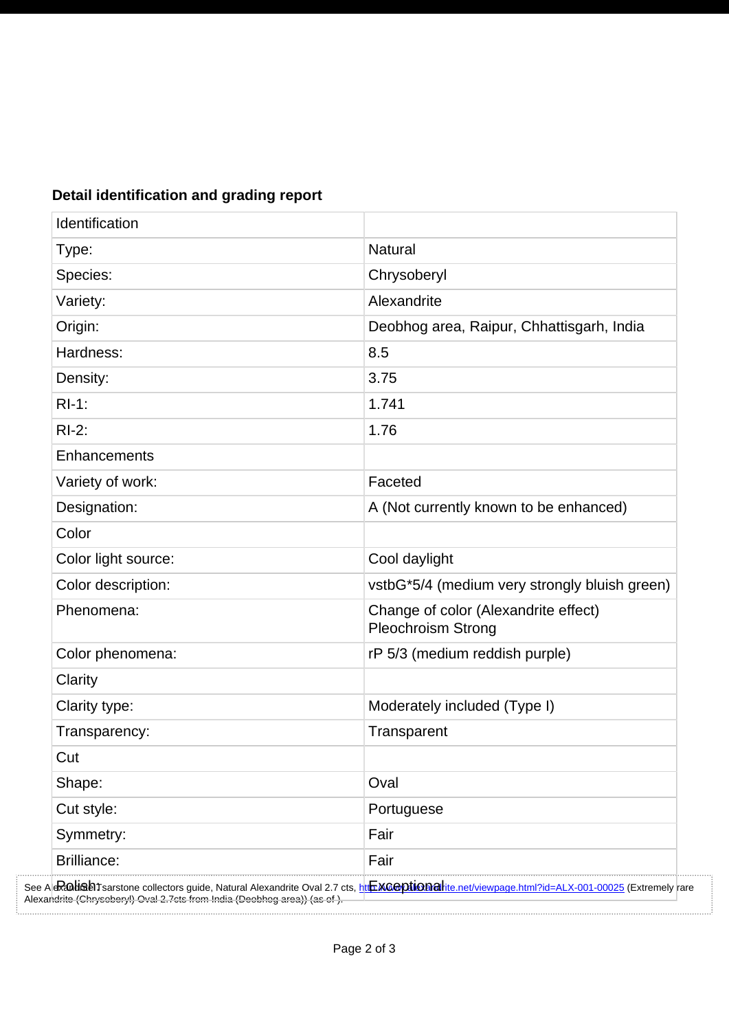**Detail identification and grading report**

| Identification | |
|---|---|
| Type: | Natural |
| Species: | Chrysoberyl |
| Variety: | Alexandrite |
| Origin: | Deobhog area, Raipur, Chhattisgarh, India |
| Hardness: | 8.5 |
| Density: | 3.75 |
| RI-1: | 1.741 |
| RI-2: | 1.76 |
| Enhancements | |
| Variety of work: | Faceted |
| Designation: | A (Not currently known to be enhanced) |
| Color | |
| Color light source: | Cool daylight |
| Color description: | vstbG*5/4 (medium very strongly bluish green) |
| Phenomena: | Change of color (Alexandrite effect)<br>Pleochroism Strong |
| Color phenomena: | rP 5/3 (medium reddish purple) |
| Clarity | |
| Clarity type: | Moderately included (Type I) |
| Transparency: | Transparent |
| Cut | |
| Shape: | Oval |
| Cut style: | Portuguese |
| Symmetry: | Fair |
| Brilliance: | Fair |
| Polish: | Exceptional |

See Alexandrite Tsarstone collectors guide, Natural Alexandrite Oval 2.7 cts, http://www.alexandrite.net/viewpage.html?id=ALX-001-00025 (Extremely rare Alexandrite (Chrysoberyl) Oval 2.7cts from India (Deobhog area)) (as of ).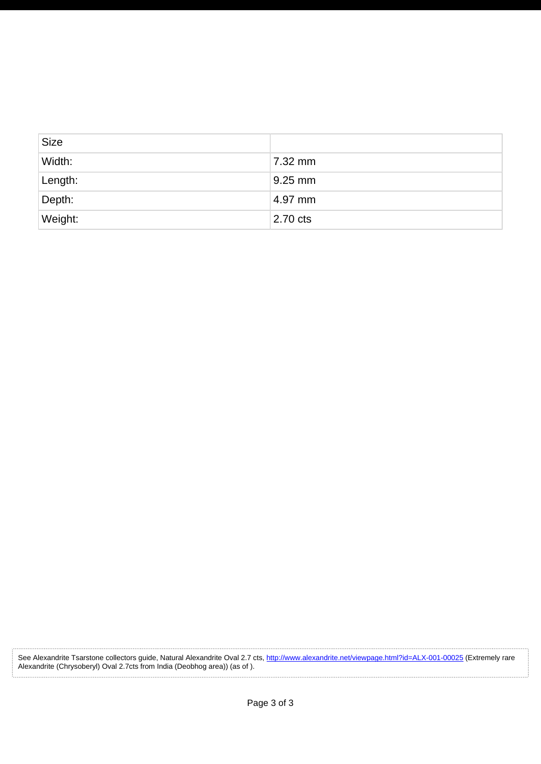| Size | |
|---|---|
| Width: | 7.32 mm |
| Length: | 9.25 mm |
| Depth: | 4.97 mm |
| Weight: | 2.70 cts |

See Alexandrite Tsarstone collectors guide, Natural Alexandrite Oval 2.7 cts, http://www.alexandrite.net/viewpage.html?id=ALX-001-00025 (Extremely rare Alexandrite (Chrysoberyl) Oval 2.7cts from India (Deobhog area)) (as of ).